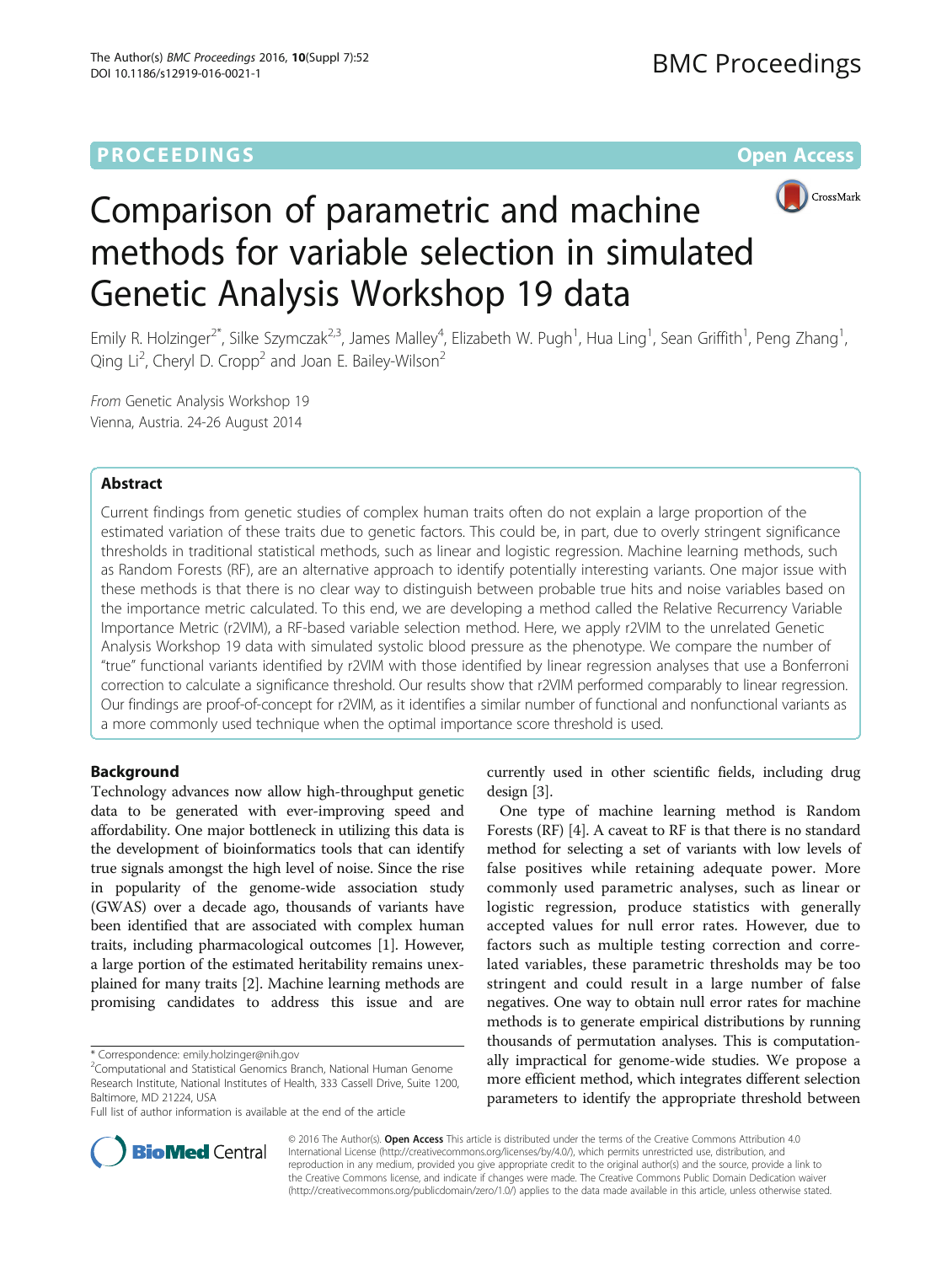**PROCEEDINGS** **Open Access**

# Comparison of parametric and machine methods for variable selection in simulated Genetic Analysis Workshop 19 data

Emily R. Holzinger[2*], Silke Szymczak[2,3], James Malley[4], Elizabeth W. Pugh[1], Hua Ling[1], Sean Griffith[1], Peng Zhang[1], Qing Li[2], Cheryl D. Cropp[2] and Joan E. Bailey-Wilson[2]

*From* Genetic Analysis Workshop 19
Vienna, Austria. 24-26 August 2014

## Abstract

Current findings from genetic studies of complex human traits often do not explain a large proportion of the estimated variation of these traits due to genetic factors. This could be, in part, due to overly stringent significance thresholds in traditional statistical methods, such as linear and logistic regression. Machine learning methods, such as Random Forests (RF), are an alternative approach to identify potentially interesting variants. One major issue with these methods is that there is no clear way to distinguish between probable true hits and noise variables based on the importance metric calculated. To this end, we are developing a method called the Relative Recurrency Variable Importance Metric (r2VIM), a RF-based variable selection method. Here, we apply r2VIM to the unrelated Genetic Analysis Workshop 19 data with simulated systolic blood pressure as the phenotype. We compare the number of "true" functional variants identified by r2VIM with those identified by linear regression analyses that use a Bonferroni correction to calculate a significance threshold. Our results show that r2VIM performed comparably to linear regression. Our findings are proof-of-concept for r2VIM, as it identifies a similar number of functional and nonfunctional variants as a more commonly used technique when the optimal importance score threshold is used.

## Background

Technology advances now allow high-throughput genetic data to be generated with ever-improving speed and affordability. One major bottleneck in utilizing this data is the development of bioinformatics tools that can identify true signals amongst the high level of noise. Since the rise in popularity of the genome-wide association study (GWAS) over a decade ago, thousands of variants have been identified that are associated with complex human traits, including pharmacological outcomes [1]. However, a large portion of the estimated heritability remains unexplained for many traits [2]. Machine learning methods are promising candidates to address this issue and are currently used in other scientific fields, including drug design [3].

One type of machine learning method is Random Forests (RF) [4]. A caveat to RF is that there is no standard method for selecting a set of variants with low levels of false positives while retaining adequate power. More commonly used parametric analyses, such as linear or logistic regression, produce statistics with generally accepted values for null error rates. However, due to factors such as multiple testing correction and correlated variables, these parametric thresholds may be too stringent and could result in a large number of false negatives. One way to obtain null error rates for machine methods is to generate empirical distributions by running thousands of permutation analyses. This is computationally impractical for genome-wide studies. We propose a more efficient method, which integrates different selection parameters to identify the appropriate threshold between

\* Correspondence: emily.holzinger@nih.gov
[2]Computational and Statistical Genomics Branch, National Human Genome Research Institute, National Institutes of Health, 333 Cassell Drive, Suite 1200, Baltimore, MD 21224, USA
Full list of author information is available at the end of the article

© 2016 The Author(s). **Open Access** This article is distributed under the terms of the Creative Commons Attribution 4.0 International License (http://creativecommons.org/licenses/by/4.0/), which permits unrestricted use, distribution, and reproduction in any medium, provided you give appropriate credit to the original author(s) and the source, provide a link to the Creative Commons license, and indicate if changes were made. The Creative Commons Public Domain Dedication waiver (http://creativecommons.org/publicdomain/zero/1.0/) applies to the data made available in this article, unless otherwise stated.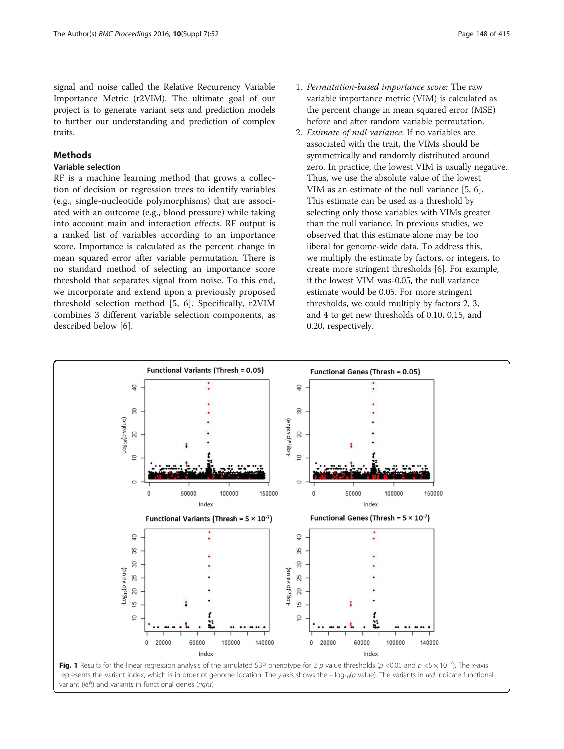signal and noise called the Relative Recurrency Variable Importance Metric (r2VIM). The ultimate goal of our project is to generate variant sets and prediction models to further our understanding and prediction of complex traits.

## Methods

### Variable selection

RF is a machine learning method that grows a collection of decision or regression trees to identify variables (e.g., single-nucleotide polymorphisms) that are associated with an outcome (e.g., blood pressure) while taking into account main and interaction effects. RF output is a ranked list of variables according to an importance score. Importance is calculated as the percent change in mean squared error after variable permutation. There is no standard method of selecting an importance score threshold that separates signal from noise. To this end, we incorporate and extend upon a previously proposed threshold selection method [5, 6]. Specifically, r2VIM combines 3 different variable selection components, as described below [6].

1. *Permutation-based importance score:* The raw variable importance metric (VIM) is calculated as the percent change in mean squared error (MSE) before and after random variable permutation.
2. *Estimate of null variance*: If no variables are associated with the trait, the VIMs should be symmetrically and randomly distributed around zero. In practice, the lowest VIM is usually negative. Thus, we use the absolute value of the lowest VIM as an estimate of the null variance [5, 6]. This estimate can be used as a threshold by selecting only those variables with VIMs greater than the null variance. In previous studies, we observed that this estimate alone may be too liberal for genome-wide data. To address this, we multiply the estimate by factors, or integers, to create more stringent thresholds [6]. For example, if the lowest VIM was-0.05, the null variance estimate would be 0.05. For more stringent thresholds, we could multiply by factors 2, 3, and 4 to get new thresholds of 0.10, 0.15, and 0.20, respectively.

**Fig. 1** Results for the linear regression analysis of the simulated SBP phenotype for 2 *p* value thresholds ($p$ <0.05 and $p < 5 \times 10^{-7}$). The *x*-axis represents the variant index, which is in order of genome location. The *y*-axis shows the $-\log_{10}(p \text{ value})$. The variants in *red* indicate functional variant (*left*) and variants in functional genes (*right*)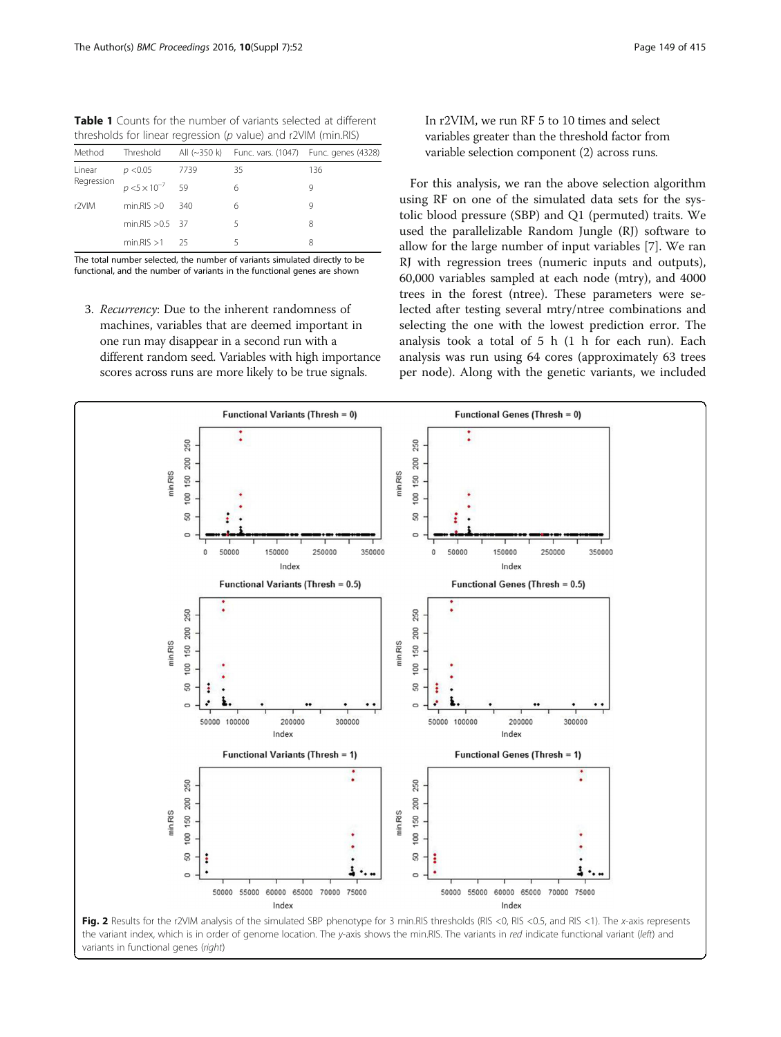**Table 1** Counts for the number of variants selected at different thresholds for linear regression (*p* value) and r2VIM (min.RIS)

| Method | Threshold | All (~350 k) | Func. vars. (1047) | Func. genes (4328) |
|---|---|---|---|---|
| Linear Regression | $p < 0.05$ | 7739 | 35 | 136 |
| | $p < 5 \times 10^{-7}$ | 59 | 6 | 9 |
| r2VIM | min.RIS >0 | 340 | 6 | 9 |
| | min.RIS >0.5 | 37 | 5 | 8 |
| | min.RIS >1 | 25 | 5 | 8 |

The total number selected, the number of variants simulated directly to be functional, and the number of variants in the functional genes are shown

3. *Recurrency*: Due to the inherent randomness of machines, variables that are deemed important in one run may disappear in a second run with a different random seed. Variables with high importance scores across runs are more likely to be true signals.

In r2VIM, we run RF 5 to 10 times and select variables greater than the threshold factor from variable selection component (2) across runs.

For this analysis, we ran the above selection algorithm using RF on one of the simulated data sets for the systolic blood pressure (SBP) and Q1 (permuted) traits. We used the parallelizable Random Jungle (RJ) software to allow for the large number of input variables [7]. We ran RJ with regression trees (numeric inputs and outputs), 60,000 variables sampled at each node (mtry), and 4000 trees in the forest (ntree). These parameters were selected after testing several mtry/ntree combinations and selecting the one with the lowest prediction error. The analysis took a total of 5 h (1 h for each run). Each analysis was run using 64 cores (approximately 63 trees per node). Along with the genetic variants, we included

**Fig. 2** Results for the r2VIM analysis of the simulated SBP phenotype for 3 min.RIS thresholds (RIS <0, RIS <0.5, and RIS <1). The *x*-axis represents the variant index, which is in order of genome location. The *y*-axis shows the min.RIS. The variants in *red* indicate functional variant (*left*) and variants in functional genes (*right*)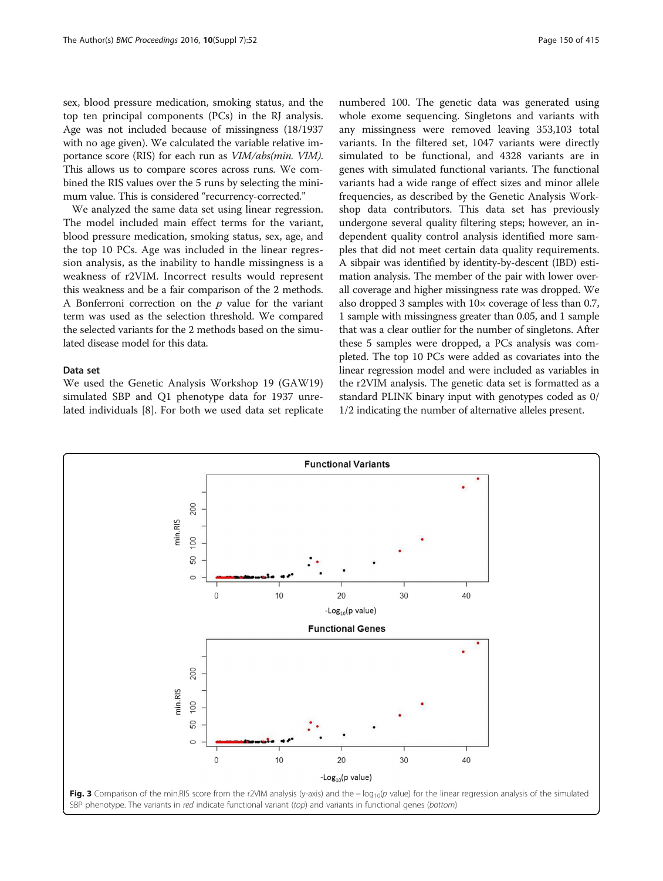sex, blood pressure medication, smoking status, and the top ten principal components (PCs) in the RJ analysis. Age was not included because of missingness (18/1937 with no age given). We calculated the variable relative importance score (RIS) for each run as *VIM/abs(min. VIM)*. This allows us to compare scores across runs. We combined the RIS values over the 5 runs by selecting the minimum value. This is considered "recurrency-corrected."

We analyzed the same data set using linear regression. The model included main effect terms for the variant, blood pressure medication, smoking status, sex, age, and the top 10 PCs. Age was included in the linear regression analysis, as the inability to handle missingness is a weakness of r2VIM. Incorrect results would represent this weakness and be a fair comparison of the 2 methods. A Bonferroni correction on the $p$ value for the variant term was used as the selection threshold. We compared the selected variants for the 2 methods based on the simulated disease model for this data.

### Data set

We used the Genetic Analysis Workshop 19 (GAW19) simulated SBP and Q1 phenotype data for 1937 unrelated individuals [8]. For both we used data set replicate numbered 100. The genetic data was generated using whole exome sequencing. Singletons and variants with any missingness were removed leaving 353,103 total variants. In the filtered set, 1047 variants were directly simulated to be functional, and 4328 variants are in genes with simulated functional variants. The functional variants had a wide range of effect sizes and minor allele frequencies, as described by the Genetic Analysis Workshop data contributors. This data set has previously undergone several quality filtering steps; however, an independent quality control analysis identified more samples that did not meet certain data quality requirements. A sibpair was identified by identity-by-descent (IBD) estimation analysis. The member of the pair with lower overall coverage and higher missingness rate was dropped. We also dropped 3 samples with 10× coverage of less than 0.7, 1 sample with missingness greater than 0.05, and 1 sample that was a clear outlier for the number of singletons. After these 5 samples were dropped, a PCs analysis was completed. The top 10 PCs were added as covariates into the linear regression model and were included as variables in the r2VIM analysis. The genetic data set is formatted as a standard PLINK binary input with genotypes coded as 0/1/2 indicating the number of alternative alleles present.

**Fig. 3** Comparison of the min.RIS score from the r2VIM analysis (y-axis) and the $-\log_{10}(p$ value) for the linear regression analysis of the simulated SBP phenotype. The variants in *red* indicate functional variant (*top*) and variants in functional genes (*bottom*)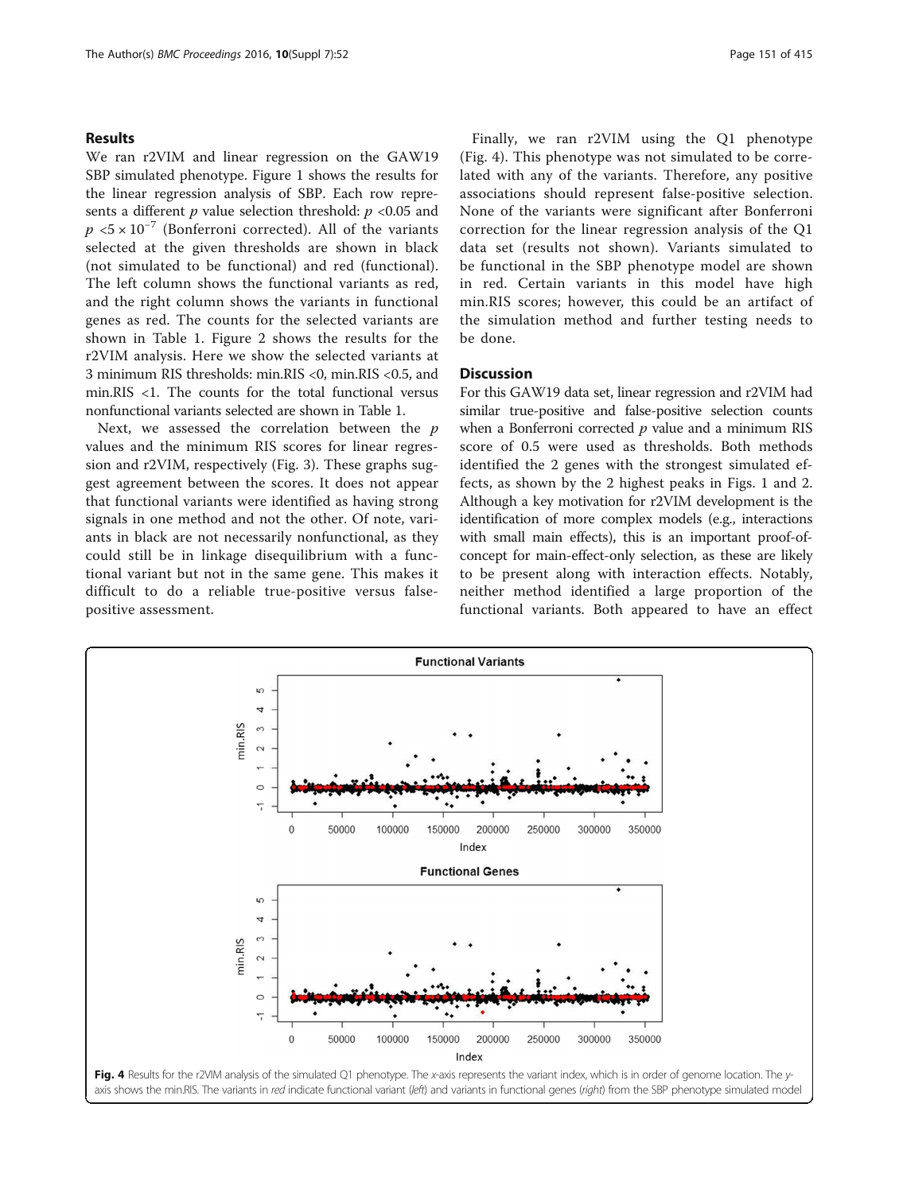## Results

We ran r2VIM and linear regression on the GAW19 SBP simulated phenotype. Figure 1 shows the results for the linear regression analysis of SBP. Each row represents a different $p$ value selection threshold: $p < 0.05$ and $p < 5 \times 10^{-7}$ (Bonferroni corrected). All of the variants selected at the given thresholds are shown in black (not simulated to be functional) and red (functional). The left column shows the functional variants as red, and the right column shows the variants in functional genes as red. The counts for the selected variants are shown in Table 1. Figure 2 shows the results for the r2VIM analysis. Here we show the selected variants at 3 minimum RIS thresholds: min.RIS <0, min.RIS <0.5, and min.RIS <1. The counts for the total functional versus nonfunctional variants selected are shown in Table 1.

Next, we assessed the correlation between the $p$ values and the minimum RIS scores for linear regression and r2VIM, respectively (Fig. 3). These graphs suggest agreement between the scores. It does not appear that functional variants were identified as having strong signals in one method and not the other. Of note, variants in black are not necessarily nonfunctional, as they could still be in linkage disequilibrium with a functional variant but not in the same gene. This makes it difficult to do a reliable true-positive versus false-positive assessment.

Finally, we ran r2VIM using the Q1 phenotype (Fig. 4). This phenotype was not simulated to be correlated with any of the variants. Therefore, any positive associations should represent false-positive selection. None of the variants were significant after Bonferroni correction for the linear regression analysis of the Q1 data set (results not shown). Variants simulated to be functional in the SBP phenotype model are shown in red. Certain variants in this model have high min.RIS scores; however, this could be an artifact of the simulation method and further testing needs to be done.

## Discussion

For this GAW19 data set, linear regression and r2VIM had similar true-positive and false-positive selection counts when a Bonferroni corrected $p$ value and a minimum RIS score of 0.5 were used as thresholds. Both methods identified the 2 genes with the strongest simulated effects, as shown by the 2 highest peaks in Figs. 1 and 2. Although a key motivation for r2VIM development is the identification of more complex models (e.g., interactions with small main effects), this is an important proof-of-concept for main-effect-only selection, as these are likely to be present along with interaction effects. Notably, neither method identified a large proportion of the functional variants. Both appeared to have an effect

**Fig. 4** Results for the r2VIM analysis of the simulated Q1 phenotype. The *x*-axis represents the variant index, which is in order of genome location. The *y*-axis shows the min.RIS. The variants in *red* indicate functional variant (*left*) and variants in functional genes (*right*) from the SBP phenotype simulated model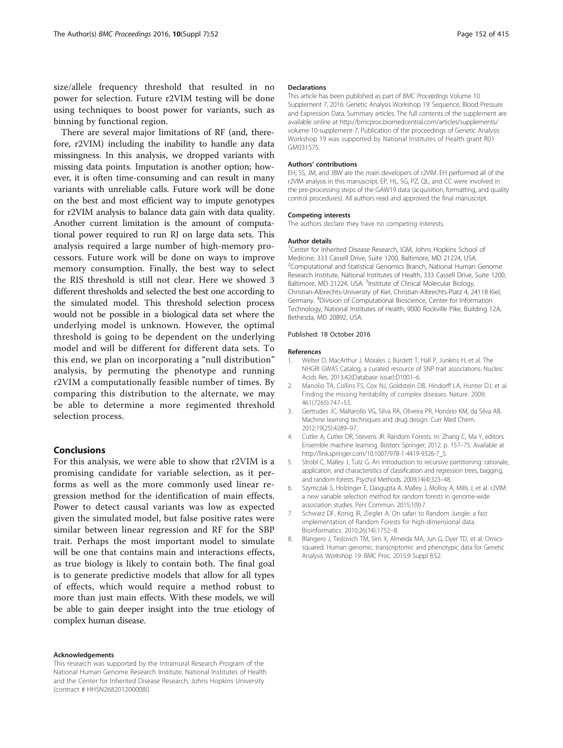size/allele frequency threshold that resulted in no power for selection. Future r2VIM testing will be done using techniques to boost power for variants, such as binning by functional region.

There are several major limitations of RF (and, therefore, r2VIM) including the inability to handle any data missingness. In this analysis, we dropped variants with missing data points. Imputation is another option; however, it is often time-consuming and can result in many variants with unreliable calls. Future work will be done on the best and most efficient way to impute genotypes for r2VIM analysis to balance data gain with data quality. Another current limitation is the amount of computational power required to run RJ on large data sets. This analysis required a large number of high-memory processors. Future work will be done on ways to improve memory consumption. Finally, the best way to select the RIS threshold is still not clear. Here we showed 3 different thresholds and selected the best one according to the simulated model. This threshold selection process would not be possible in a biological data set where the underlying model is unknown. However, the optimal threshold is going to be dependent on the underlying model and will be different for different data sets. To this end, we plan on incorporating a "null distribution" analysis, by permuting the phenotype and running r2VIM a computationally feasible number of times. By comparing this distribution to the alternate, we may be able to determine a more regimented threshold selection process.

## Conclusions

For this analysis, we were able to show that r2VIM is a promising candidate for variable selection, as it performs as well as the more commonly used linear regression method for the identification of main effects. Power to detect causal variants was low as expected given the simulated model, but false positive rates were similar between linear regression and RF for the SBP trait. Perhaps the most important model to simulate will be one that contains main and interactions effects, as true biology is likely to contain both. The final goal is to generate predictive models that allow for all types of effects, which would require a method robust to more than just main effects. With these models, we will be able to gain deeper insight into the true etiology of complex human disease.

#### Acknowledgements

This research was supported by the Intramural Research Program of the National Human Genome Research Institute, National Institutes of Health and the Center for Inherited Disease Research, Johns Hopkins University (contract # HHSN268201200008I).

#### Declarations

This article has been published as part of *BMC Proceedings* Volume 10 Supplement 7, 2016: Genetic Analysis Workshop 19: Sequence, Blood Pressure and Expression Data. Summary articles. The full contents of the supplement are available online at http://bmcproc.biomedcentral.com/articles/supplements/volume-10-supplement-7. Publication of the proceedings of Genetic Analysis Workshop 19 was supported by National Institutes of Health grant R01 GM031575.

#### Authors' contributions

EH, SS, JM, and JBW are the main developers of r2VIM. EH performed all of the r2VIM analysis in this manuscript. EP, HL, SG, PZ, QL, and CC were involved in the pre-processing steps of the GAW19 data (acquisition, formatting, and quality control procedures). All authors read and approved the final manuscript.

#### Competing interests

The authors declare they have no competing interests.

#### Author details

[1]Center for Inherited Disease Research, IGM, Johns Hopkins School of Medicine, 333 Cassell Drive, Suite 1200, Baltimore, MD 21224, USA. [2]Computational and Statistical Genomics Branch, National Human Genome Research Institute, National Institutes of Health, 333 Cassell Drive, Suite 1200, Baltimore, MD 21224, USA. [3]Institute of Clinical Molecular Biology, Christian-Albrechts-University of Kiel, Christian-Albrechts-Platz 4, 24118 Kiel, Germany. [4]Division of Computational Bioscience, Center for Information Technology, National Institutes of Health, 9000 Rockville Pike, Building 12A, Bethesda, MD 20892, USA.

Published: 18 October 2016

#### References

1. Welter D, MacArthur J, Morales J, Burdett T, Hall P, Junkins H, et al. The NHGRI GWAS Catalog, a curated resource of SNP-trait associations. Nucleic Acids Res. 2013;42(Database issue):D1001–6.
2. Manolio TA, Collins FS, Cox NJ, Goldstein DB, Hindorff LA, Hunter DJ, et al. Finding the missing heritability of complex diseases. Nature. 2009; 461(7265):747–53.
3. Gertrudes JC, Maltarollo VG, Silva RA, Oliveira PR, Honório KM, da Silva AB. Machine learning techniques and drug design. Curr Med Chem. 2012;19(25):4289–97.
4. Cutler A, Cutler DR, Stevens JR. Random Forests. In: Zhang C, Ma Y, editors. Ensemble machine learning. Boston: Springer; 2012. p. 157–75. Available at http://link.springer.com/10.1007/978-1-4419-9326-7_5.
5. Strobl C, Malley J, Tutz G. An introduction to recursive partitioning: rationale, application, and characteristics of classification and regression trees, bagging, and random forests. Psychol Methods. 2009;14(4):323–48.
6. Szymczak S, Holzinger E, Dasgupta A, Malley J, Molloy A, Mills J, et al. r2VIM: a new variable selection method for random forests in genome-wide association studies. Pers Commun. 2015;1(9):7.
7. Schwarz DF, Konig IR, Ziegler A. On safari to Random Jungle: a fast implementation of Random Forests for high-dimensional data. Bioinformatics. 2010;26(14):1752–8.
8. Blangero J, Teslovich TM, Sim X, Almeida MA, Jun G, Dyer TD, et al. Omics-squared: Human genomic, transcriptomic and phenotypic data for Genetic Analysis Workshop 19. BMC Proc. 2015;9 Suppl 8:S2.